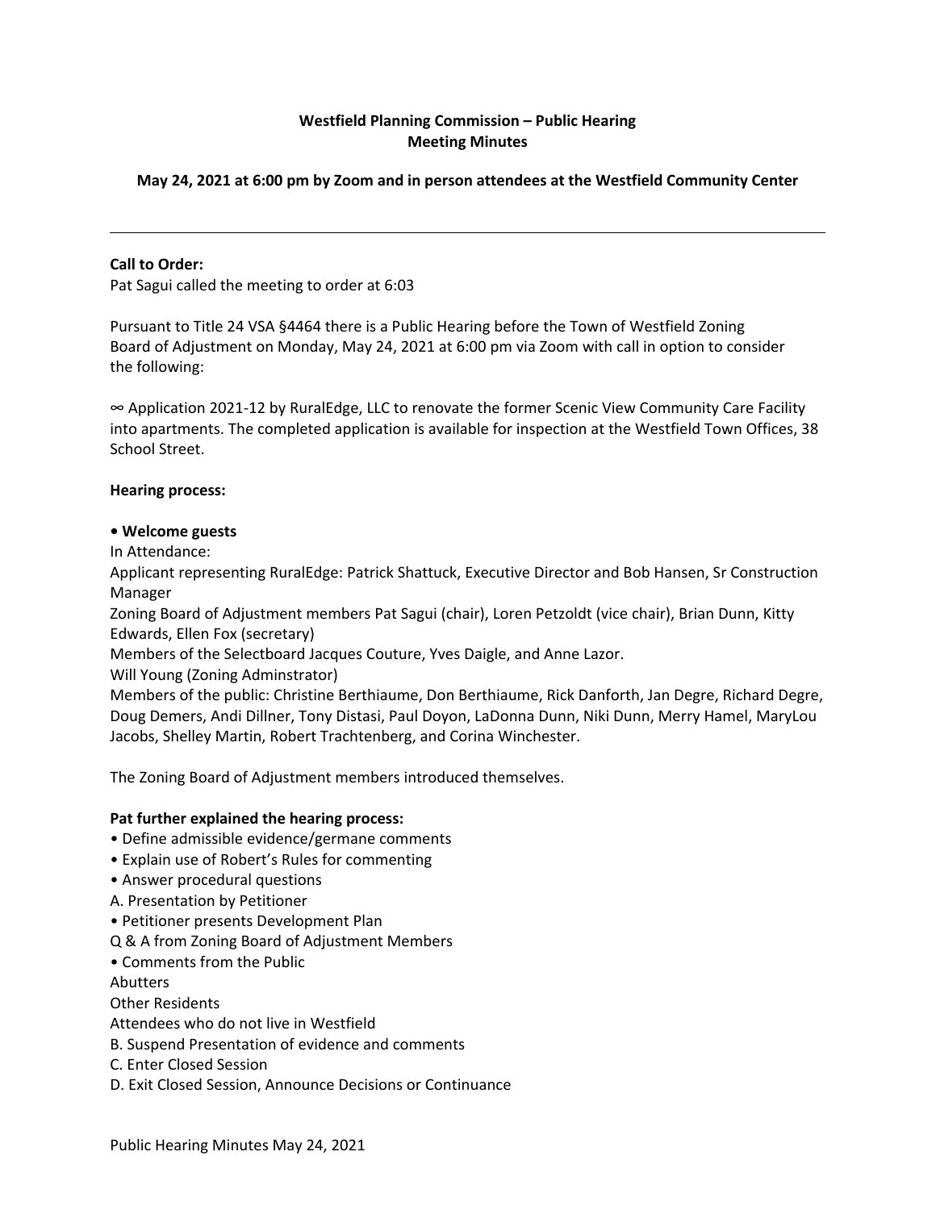**Westfield Planning Commission – Public Hearing**
**Meeting Minutes**

**May 24, 2021 at 6:00 pm by Zoom and in person attendees at the Westfield Community Center**

---

**Call to Order:**
Pat Sagui called the meeting to order at 6:03

Pursuant to Title 24 VSA §4464 there is a Public Hearing before the Town of Westfield Zoning Board of Adjustment on Monday, May 24, 2021 at 6:00 pm via Zoom with call in option to consider the following:

∞ Application 2021-12 by RuralEdge, LLC to renovate the former Scenic View Community Care Facility into apartments. The completed application is available for inspection at the Westfield Town Offices, 38 School Street.

**Hearing process:**

**• Welcome guests**
In Attendance:
Applicant representing RuralEdge: Patrick Shattuck, Executive Director and Bob Hansen, Sr Construction Manager
Zoning Board of Adjustment members Pat Sagui (chair), Loren Petzoldt (vice chair), Brian Dunn, Kitty Edwards, Ellen Fox (secretary)
Members of the Selectboard Jacques Couture, Yves Daigle, and Anne Lazor.
Will Young (Zoning Adminstrator)
Members of the public: Christine Berthiaume, Don Berthiaume, Rick Danforth, Jan Degre, Richard Degre, Doug Demers, Andi Dillner, Tony Distasi, Paul Doyon, LaDonna Dunn, Niki Dunn, Merry Hamel, MaryLou Jacobs, Shelley Martin, Robert Trachtenberg, and Corina Winchester.

The Zoning Board of Adjustment members introduced themselves.

**Pat further explained the hearing process:**
• Define admissible evidence/germane comments
• Explain use of Robert's Rules for commenting
• Answer procedural questions
A. Presentation by Petitioner
• Petitioner presents Development Plan
Q & A from Zoning Board of Adjustment Members
• Comments from the Public
Abutters
Other Residents
Attendees who do not live in Westfield
B. Suspend Presentation of evidence and comments
C. Enter Closed Session
D. Exit Closed Session, Announce Decisions or Continuance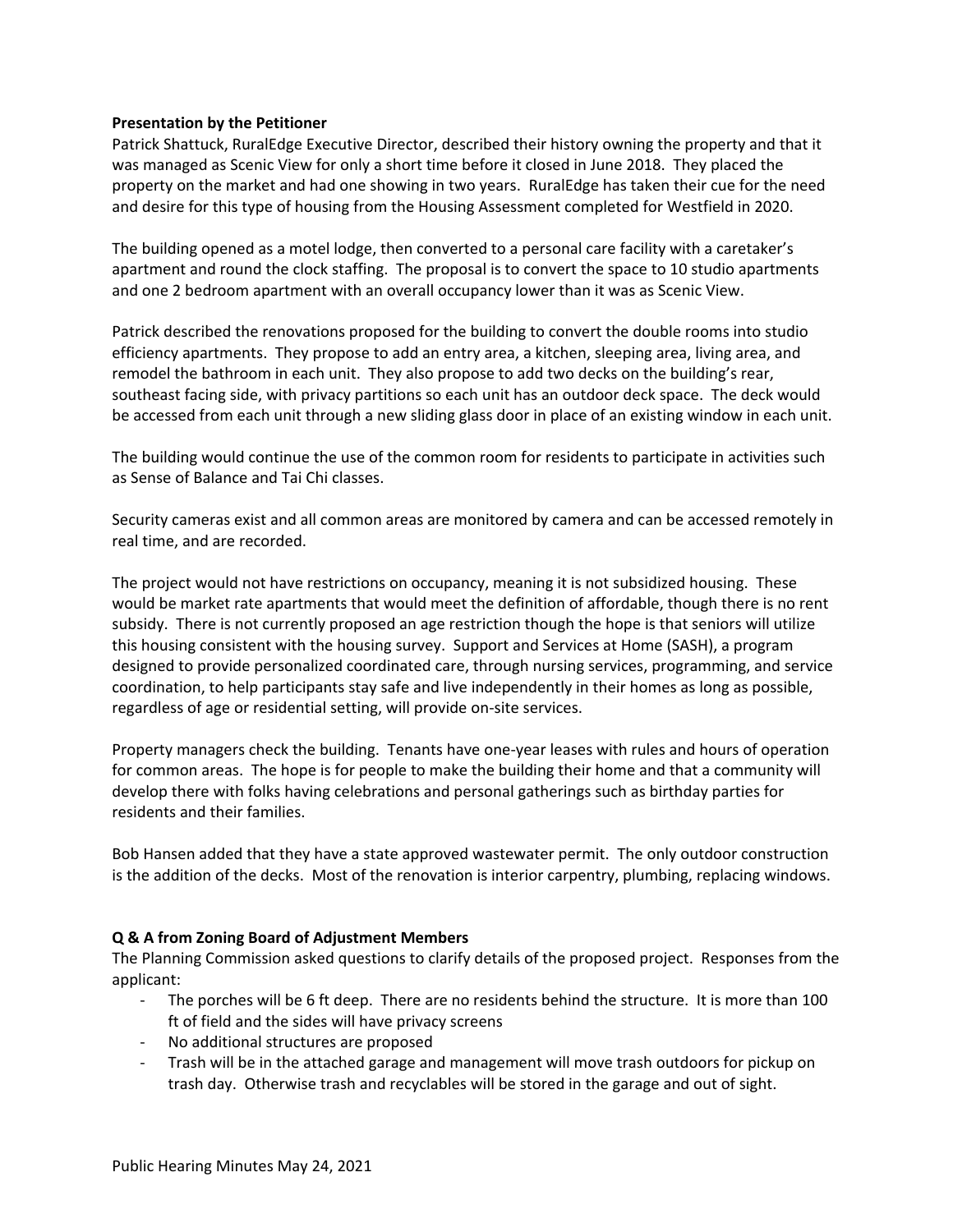**Presentation by the Petitioner**

Patrick Shattuck, RuralEdge Executive Director, described their history owning the property and that it was managed as Scenic View for only a short time before it closed in June 2018. They placed the property on the market and had one showing in two years. RuralEdge has taken their cue for the need and desire for this type of housing from the Housing Assessment completed for Westfield in 2020.

The building opened as a motel lodge, then converted to a personal care facility with a caretaker's apartment and round the clock staffing. The proposal is to convert the space to 10 studio apartments and one 2 bedroom apartment with an overall occupancy lower than it was as Scenic View.

Patrick described the renovations proposed for the building to convert the double rooms into studio efficiency apartments. They propose to add an entry area, a kitchen, sleeping area, living area, and remodel the bathroom in each unit. They also propose to add two decks on the building's rear, southeast facing side, with privacy partitions so each unit has an outdoor deck space. The deck would be accessed from each unit through a new sliding glass door in place of an existing window in each unit.

The building would continue the use of the common room for residents to participate in activities such as Sense of Balance and Tai Chi classes.

Security cameras exist and all common areas are monitored by camera and can be accessed remotely in real time, and are recorded.

The project would not have restrictions on occupancy, meaning it is not subsidized housing. These would be market rate apartments that would meet the definition of affordable, though there is no rent subsidy. There is not currently proposed an age restriction though the hope is that seniors will utilize this housing consistent with the housing survey. Support and Services at Home (SASH), a program designed to provide personalized coordinated care, through nursing services, programming, and service coordination, to help participants stay safe and live independently in their homes as long as possible, regardless of age or residential setting, will provide on-site services.

Property managers check the building. Tenants have one-year leases with rules and hours of operation for common areas. The hope is for people to make the building their home and that a community will develop there with folks having celebrations and personal gatherings such as birthday parties for residents and their families.

Bob Hansen added that they have a state approved wastewater permit. The only outdoor construction is the addition of the decks. Most of the renovation is interior carpentry, plumbing, replacing windows.

**Q & A from Zoning Board of Adjustment Members**

The Planning Commission asked questions to clarify details of the proposed project. Responses from the applicant:

- The porches will be 6 ft deep. There are no residents behind the structure. It is more than 100 ft of field and the sides will have privacy screens
- No additional structures are proposed
- Trash will be in the attached garage and management will move trash outdoors for pickup on trash day. Otherwise trash and recyclables will be stored in the garage and out of sight.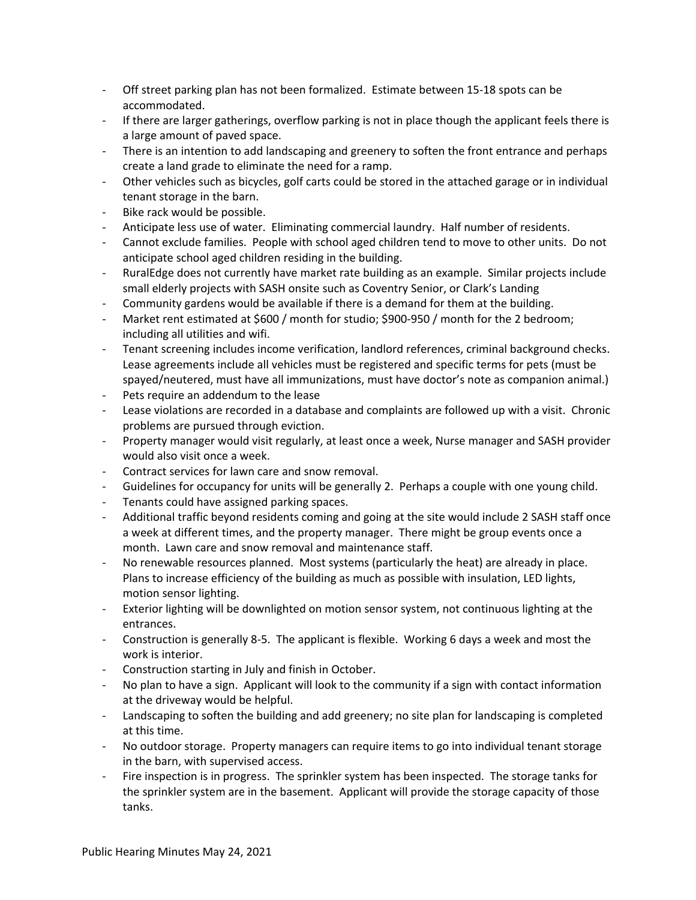- Off street parking plan has not been formalized. Estimate between 15-18 spots can be accommodated.
- If there are larger gatherings, overflow parking is not in place though the applicant feels there is a large amount of paved space.
- There is an intention to add landscaping and greenery to soften the front entrance and perhaps create a land grade to eliminate the need for a ramp.
- Other vehicles such as bicycles, golf carts could be stored in the attached garage or in individual tenant storage in the barn.
- Bike rack would be possible.
- Anticipate less use of water. Eliminating commercial laundry. Half number of residents.
- Cannot exclude families. People with school aged children tend to move to other units. Do not anticipate school aged children residing in the building.
- RuralEdge does not currently have market rate building as an example. Similar projects include small elderly projects with SASH onsite such as Coventry Senior, or Clark's Landing
- Community gardens would be available if there is a demand for them at the building.
- Market rent estimated at $600 / month for studio; $900-950 / month for the 2 bedroom; including all utilities and wifi.
- Tenant screening includes income verification, landlord references, criminal background checks. Lease agreements include all vehicles must be registered and specific terms for pets (must be spayed/neutered, must have all immunizations, must have doctor's note as companion animal.)
- Pets require an addendum to the lease
- Lease violations are recorded in a database and complaints are followed up with a visit. Chronic problems are pursued through eviction.
- Property manager would visit regularly, at least once a week, Nurse manager and SASH provider would also visit once a week.
- Contract services for lawn care and snow removal.
- Guidelines for occupancy for units will be generally 2. Perhaps a couple with one young child.
- Tenants could have assigned parking spaces.
- Additional traffic beyond residents coming and going at the site would include 2 SASH staff once a week at different times, and the property manager. There might be group events once a month. Lawn care and snow removal and maintenance staff.
- No renewable resources planned. Most systems (particularly the heat) are already in place. Plans to increase efficiency of the building as much as possible with insulation, LED lights, motion sensor lighting.
- Exterior lighting will be downlighted on motion sensor system, not continuous lighting at the entrances.
- Construction is generally 8-5. The applicant is flexible. Working 6 days a week and most the work is interior.
- Construction starting in July and finish in October.
- No plan to have a sign. Applicant will look to the community if a sign with contact information at the driveway would be helpful.
- Landscaping to soften the building and add greenery; no site plan for landscaping is completed at this time.
- No outdoor storage. Property managers can require items to go into individual tenant storage in the barn, with supervised access.
- Fire inspection is in progress. The sprinkler system has been inspected. The storage tanks for the sprinkler system are in the basement. Applicant will provide the storage capacity of those tanks.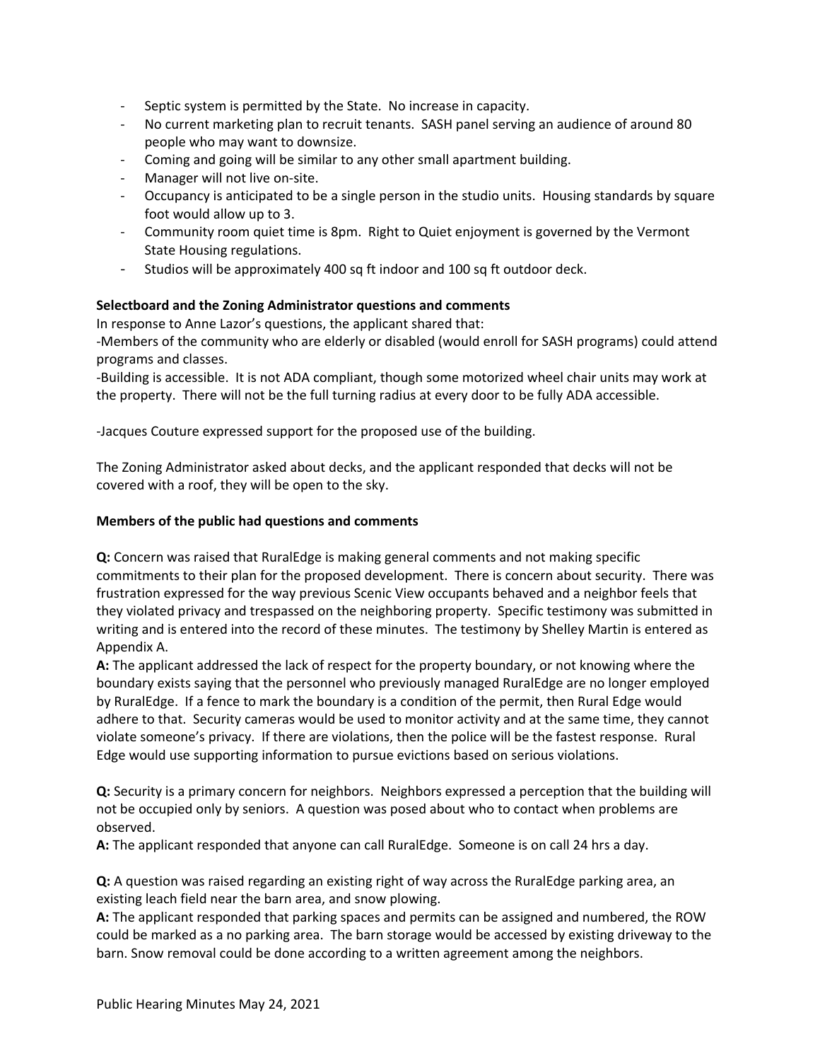- Septic system is permitted by the State. No increase in capacity.
- No current marketing plan to recruit tenants. SASH panel serving an audience of around 80 people who may want to downsize.
- Coming and going will be similar to any other small apartment building.
- Manager will not live on-site.
- Occupancy is anticipated to be a single person in the studio units. Housing standards by square foot would allow up to 3.
- Community room quiet time is 8pm. Right to Quiet enjoyment is governed by the Vermont State Housing regulations.
- Studios will be approximately 400 sq ft indoor and 100 sq ft outdoor deck.

**Selectboard and the Zoning Administrator questions and comments**

In response to Anne Lazor's questions, the applicant shared that:

-Members of the community who are elderly or disabled (would enroll for SASH programs) could attend programs and classes.

-Building is accessible. It is not ADA compliant, though some motorized wheel chair units may work at the property. There will not be the full turning radius at every door to be fully ADA accessible.

-Jacques Couture expressed support for the proposed use of the building.

The Zoning Administrator asked about decks, and the applicant responded that decks will not be covered with a roof, they will be open to the sky.

**Members of the public had questions and comments**

**Q:** Concern was raised that RuralEdge is making general comments and not making specific commitments to their plan for the proposed development. There is concern about security. There was frustration expressed for the way previous Scenic View occupants behaved and a neighbor feels that they violated privacy and trespassed on the neighboring property. Specific testimony was submitted in writing and is entered into the record of these minutes. The testimony by Shelley Martin is entered as Appendix A.

**A:** The applicant addressed the lack of respect for the property boundary, or not knowing where the boundary exists saying that the personnel who previously managed RuralEdge are no longer employed by RuralEdge. If a fence to mark the boundary is a condition of the permit, then Rural Edge would adhere to that. Security cameras would be used to monitor activity and at the same time, they cannot violate someone's privacy. If there are violations, then the police will be the fastest response. Rural Edge would use supporting information to pursue evictions based on serious violations.

**Q:** Security is a primary concern for neighbors. Neighbors expressed a perception that the building will not be occupied only by seniors. A question was posed about who to contact when problems are observed.

**A:** The applicant responded that anyone can call RuralEdge. Someone is on call 24 hrs a day.

**Q:** A question was raised regarding an existing right of way across the RuralEdge parking area, an existing leach field near the barn area, and snow plowing.

**A:** The applicant responded that parking spaces and permits can be assigned and numbered, the ROW could be marked as a no parking area. The barn storage would be accessed by existing driveway to the barn. Snow removal could be done according to a written agreement among the neighbors.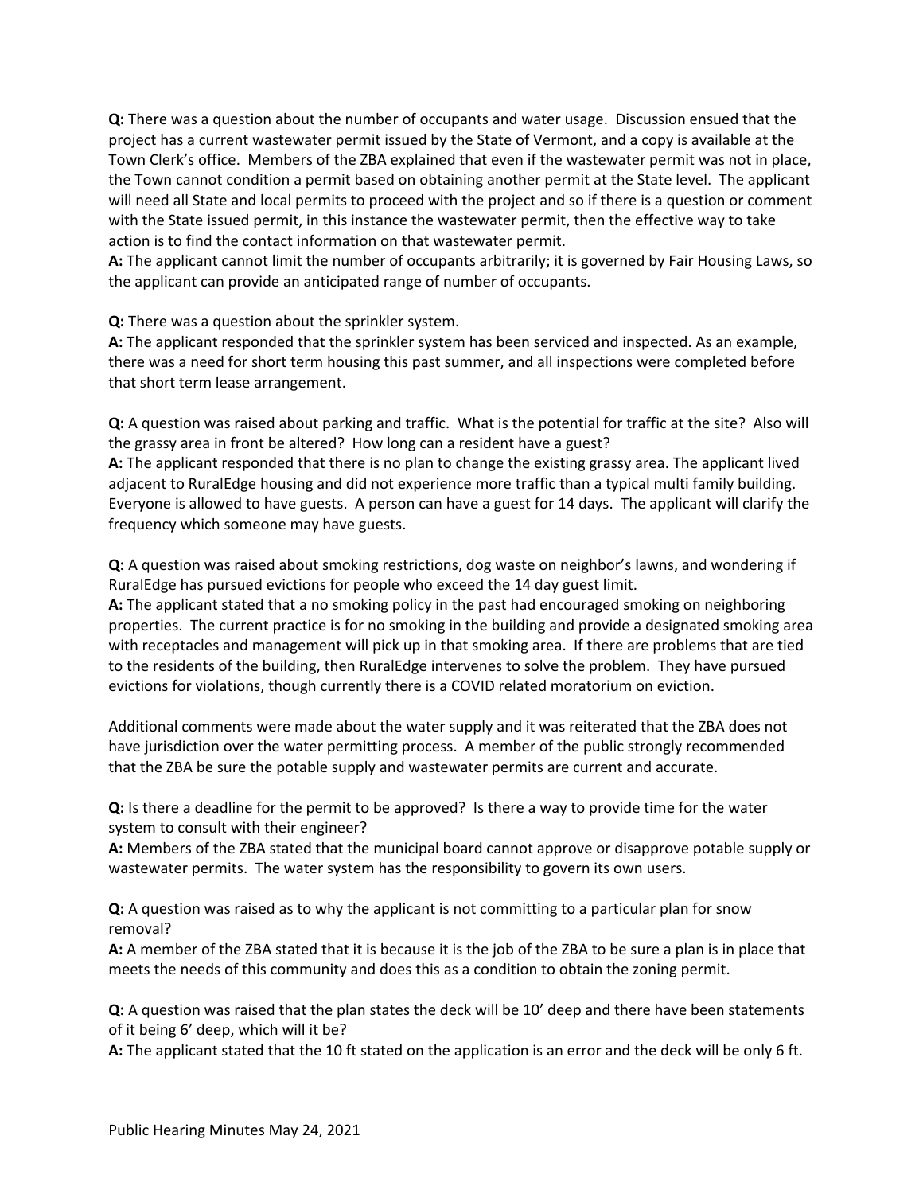**Q:** There was a question about the number of occupants and water usage. Discussion ensued that the project has a current wastewater permit issued by the State of Vermont, and a copy is available at the Town Clerk's office. Members of the ZBA explained that even if the wastewater permit was not in place, the Town cannot condition a permit based on obtaining another permit at the State level. The applicant will need all State and local permits to proceed with the project and so if there is a question or comment with the State issued permit, in this instance the wastewater permit, then the effective way to take action is to find the contact information on that wastewater permit.
**A:** The applicant cannot limit the number of occupants arbitrarily; it is governed by Fair Housing Laws, so the applicant can provide an anticipated range of number of occupants.

**Q:** There was a question about the sprinkler system.
**A:** The applicant responded that the sprinkler system has been serviced and inspected. As an example, there was a need for short term housing this past summer, and all inspections were completed before that short term lease arrangement.

**Q:** A question was raised about parking and traffic. What is the potential for traffic at the site? Also will the grassy area in front be altered? How long can a resident have a guest?
**A:** The applicant responded that there is no plan to change the existing grassy area. The applicant lived adjacent to RuralEdge housing and did not experience more traffic than a typical multi family building. Everyone is allowed to have guests. A person can have a guest for 14 days. The applicant will clarify the frequency which someone may have guests.

**Q:** A question was raised about smoking restrictions, dog waste on neighbor's lawns, and wondering if RuralEdge has pursued evictions for people who exceed the 14 day guest limit.
**A:** The applicant stated that a no smoking policy in the past had encouraged smoking on neighboring properties. The current practice is for no smoking in the building and provide a designated smoking area with receptacles and management will pick up in that smoking area. If there are problems that are tied to the residents of the building, then RuralEdge intervenes to solve the problem. They have pursued evictions for violations, though currently there is a COVID related moratorium on eviction.

Additional comments were made about the water supply and it was reiterated that the ZBA does not have jurisdiction over the water permitting process. A member of the public strongly recommended that the ZBA be sure the potable supply and wastewater permits are current and accurate.

**Q:** Is there a deadline for the permit to be approved? Is there a way to provide time for the water system to consult with their engineer?
**A:** Members of the ZBA stated that the municipal board cannot approve or disapprove potable supply or wastewater permits. The water system has the responsibility to govern its own users.

**Q:** A question was raised as to why the applicant is not committing to a particular plan for snow removal?
**A:** A member of the ZBA stated that it is because it is the job of the ZBA to be sure a plan is in place that meets the needs of this community and does this as a condition to obtain the zoning permit.

**Q:** A question was raised that the plan states the deck will be 10' deep and there have been statements of it being 6' deep, which will it be?
**A:** The applicant stated that the 10 ft stated on the application is an error and the deck will be only 6 ft.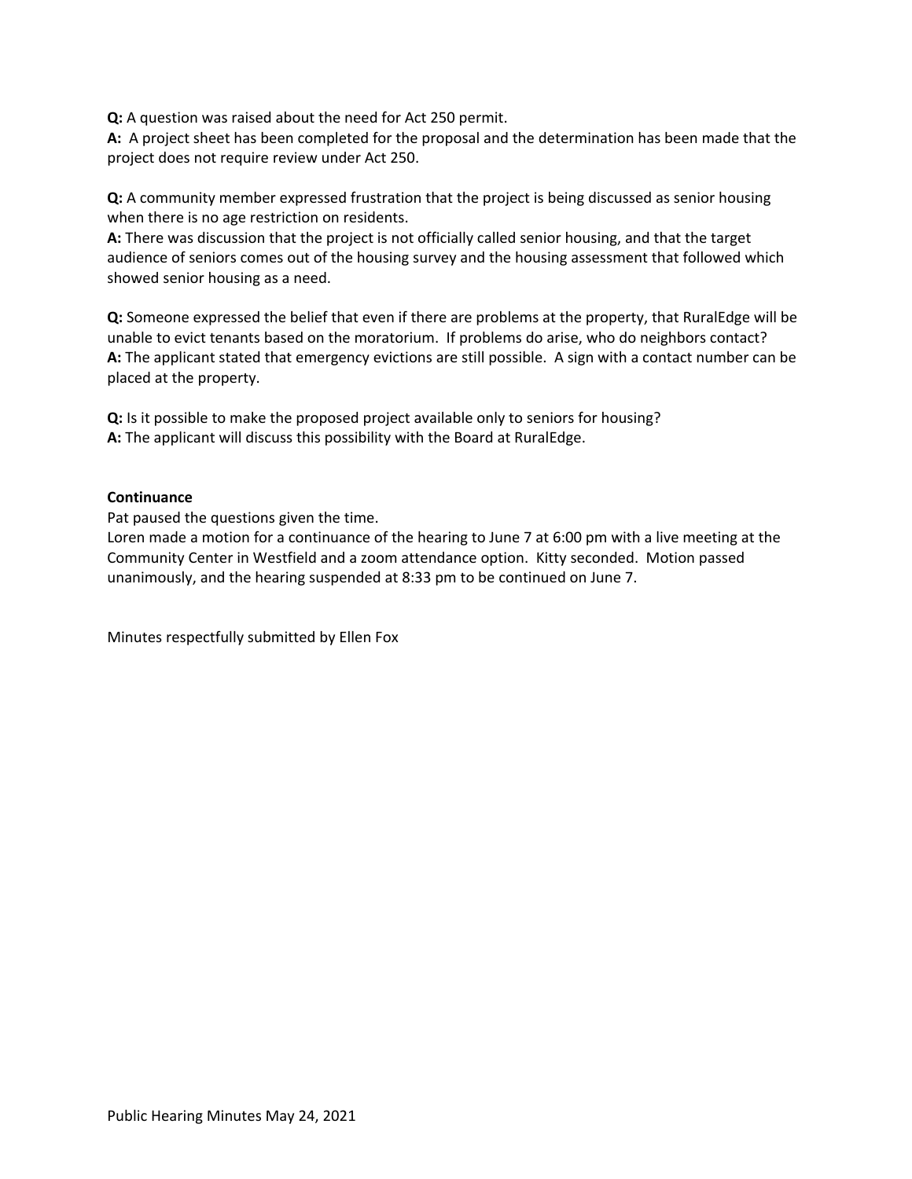**Q:** A question was raised about the need for Act 250 permit.
**A:** A project sheet has been completed for the proposal and the determination has been made that the project does not require review under Act 250.

**Q:** A community member expressed frustration that the project is being discussed as senior housing when there is no age restriction on residents.
**A:** There was discussion that the project is not officially called senior housing, and that the target audience of seniors comes out of the housing survey and the housing assessment that followed which showed senior housing as a need.

**Q:** Someone expressed the belief that even if there are problems at the property, that RuralEdge will be unable to evict tenants based on the moratorium. If problems do arise, who do neighbors contact?
**A:** The applicant stated that emergency evictions are still possible. A sign with a contact number can be placed at the property.

**Q:** Is it possible to make the proposed project available only to seniors for housing?
**A:** The applicant will discuss this possibility with the Board at RuralEdge.

**Continuance**

Pat paused the questions given the time.
Loren made a motion for a continuance of the hearing to June 7 at 6:00 pm with a live meeting at the Community Center in Westfield and a zoom attendance option. Kitty seconded. Motion passed unanimously, and the hearing suspended at 8:33 pm to be continued on June 7.

Minutes respectfully submitted by Ellen Fox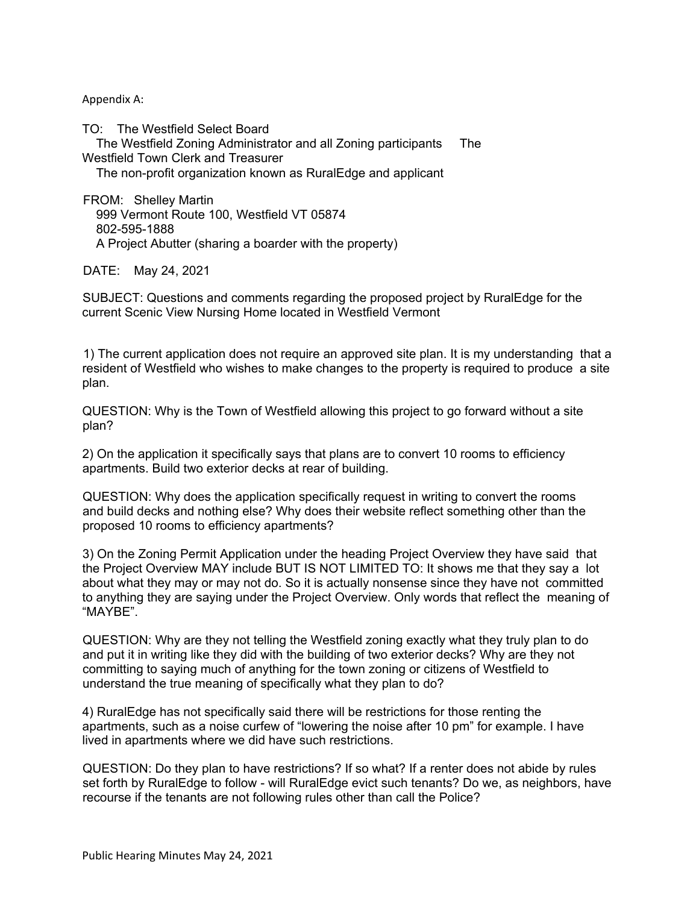Appendix A:

TO: The Westfield Select Board
The Westfield Zoning Administrator and all Zoning participants The Westfield Town Clerk and Treasurer
The non-profit organization known as RuralEdge and applicant

FROM: Shelley Martin
999 Vermont Route 100, Westfield VT 05874
802-595-1888
A Project Abutter (sharing a boarder with the property)

DATE: May 24, 2021

SUBJECT: Questions and comments regarding the proposed project by RuralEdge for the current Scenic View Nursing Home located in Westfield Vermont

1) The current application does not require an approved site plan. It is my understanding that a resident of Westfield who wishes to make changes to the property is required to produce a site plan.

QUESTION: Why is the Town of Westfield allowing this project to go forward without a site plan?

2) On the application it specifically says that plans are to convert 10 rooms to efficiency apartments. Build two exterior decks at rear of building.

QUESTION: Why does the application specifically request in writing to convert the rooms and build decks and nothing else? Why does their website reflect something other than the proposed 10 rooms to efficiency apartments?

3) On the Zoning Permit Application under the heading Project Overview they have said that the Project Overview MAY include BUT IS NOT LIMITED TO: It shows me that they say a lot about what they may or may not do. So it is actually nonsense since they have not committed to anything they are saying under the Project Overview. Only words that reflect the meaning of "MAYBE".

QUESTION: Why are they not telling the Westfield zoning exactly what they truly plan to do and put it in writing like they did with the building of two exterior decks? Why are they not committing to saying much of anything for the town zoning or citizens of Westfield to understand the true meaning of specifically what they plan to do?

4) RuralEdge has not specifically said there will be restrictions for those renting the apartments, such as a noise curfew of "lowering the noise after 10 pm" for example. I have lived in apartments where we did have such restrictions.

QUESTION: Do they plan to have restrictions? If so what? If a renter does not abide by rules set forth by RuralEdge to follow - will RuralEdge evict such tenants? Do we, as neighbors, have recourse if the tenants are not following rules other than call the Police?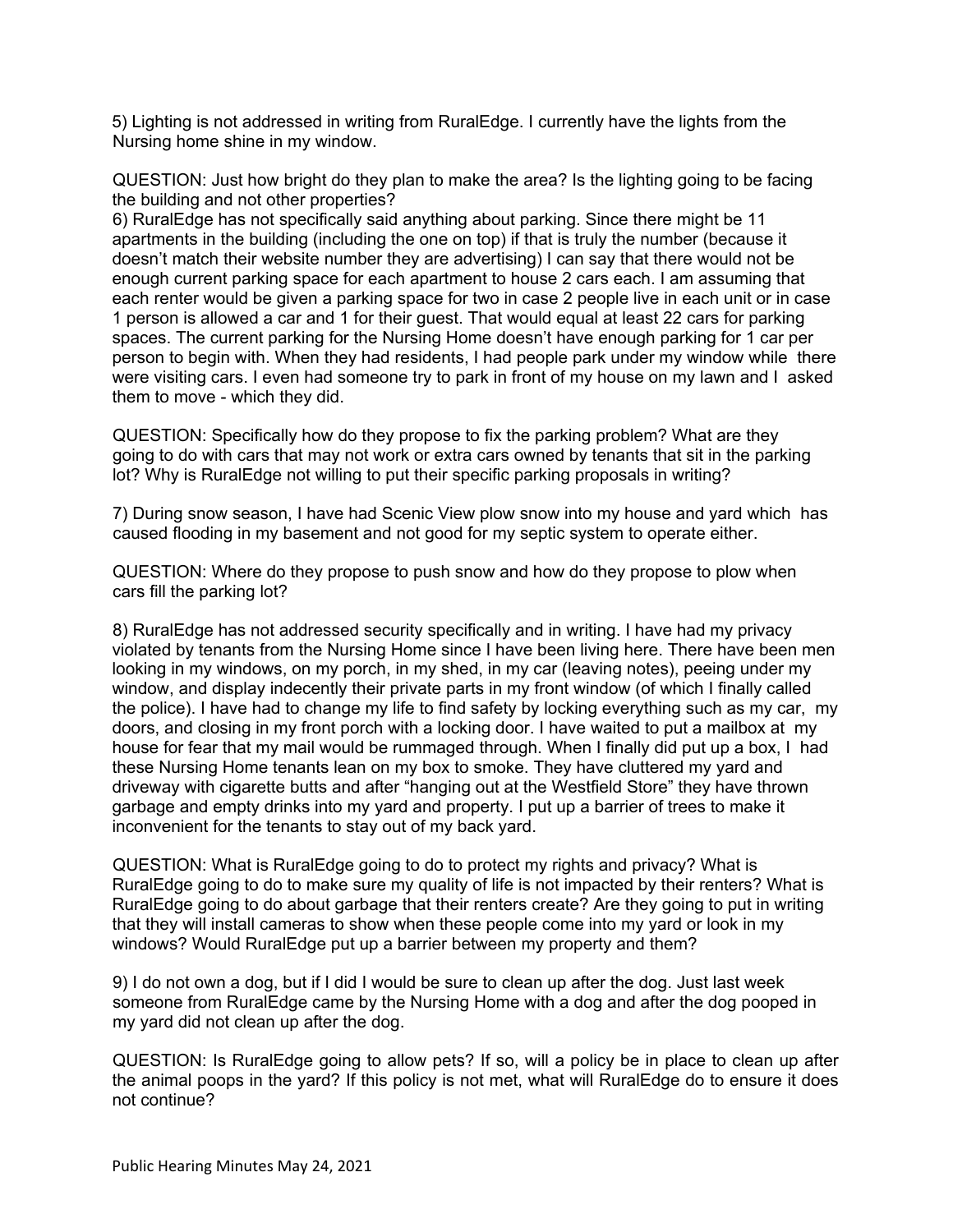5) Lighting is not addressed in writing from RuralEdge. I currently have the lights from the Nursing home shine in my window.

QUESTION: Just how bright do they plan to make the area? Is the lighting going to be facing the building and not other properties?

6) RuralEdge has not specifically said anything about parking. Since there might be 11 apartments in the building (including the one on top) if that is truly the number (because it doesn't match their website number they are advertising) I can say that there would not be enough current parking space for each apartment to house 2 cars each. I am assuming that each renter would be given a parking space for two in case 2 people live in each unit or in case 1 person is allowed a car and 1 for their guest. That would equal at least 22 cars for parking spaces. The current parking for the Nursing Home doesn't have enough parking for 1 car per person to begin with. When they had residents, I had people park under my window while there were visiting cars. I even had someone try to park in front of my house on my lawn and I asked them to move - which they did.

QUESTION: Specifically how do they propose to fix the parking problem? What are they going to do with cars that may not work or extra cars owned by tenants that sit in the parking lot? Why is RuralEdge not willing to put their specific parking proposals in writing?

7) During snow season, I have had Scenic View plow snow into my house and yard which has caused flooding in my basement and not good for my septic system to operate either.

QUESTION: Where do they propose to push snow and how do they propose to plow when cars fill the parking lot?

8) RuralEdge has not addressed security specifically and in writing. I have had my privacy violated by tenants from the Nursing Home since I have been living here. There have been men looking in my windows, on my porch, in my shed, in my car (leaving notes), peeing under my window, and display indecently their private parts in my front window (of which I finally called the police). I have had to change my life to find safety by locking everything such as my car, my doors, and closing in my front porch with a locking door. I have waited to put a mailbox at my house for fear that my mail would be rummaged through. When I finally did put up a box, I had these Nursing Home tenants lean on my box to smoke. They have cluttered my yard and driveway with cigarette butts and after "hanging out at the Westfield Store" they have thrown garbage and empty drinks into my yard and property. I put up a barrier of trees to make it inconvenient for the tenants to stay out of my back yard.

QUESTION: What is RuralEdge going to do to protect my rights and privacy? What is RuralEdge going to do to make sure my quality of life is not impacted by their renters? What is RuralEdge going to do about garbage that their renters create? Are they going to put in writing that they will install cameras to show when these people come into my yard or look in my windows? Would RuralEdge put up a barrier between my property and them?

9) I do not own a dog, but if I did I would be sure to clean up after the dog. Just last week someone from RuralEdge came by the Nursing Home with a dog and after the dog pooped in my yard did not clean up after the dog.

QUESTION: Is RuralEdge going to allow pets? If so, will a policy be in place to clean up after the animal poops in the yard? If this policy is not met, what will RuralEdge do to ensure it does not continue?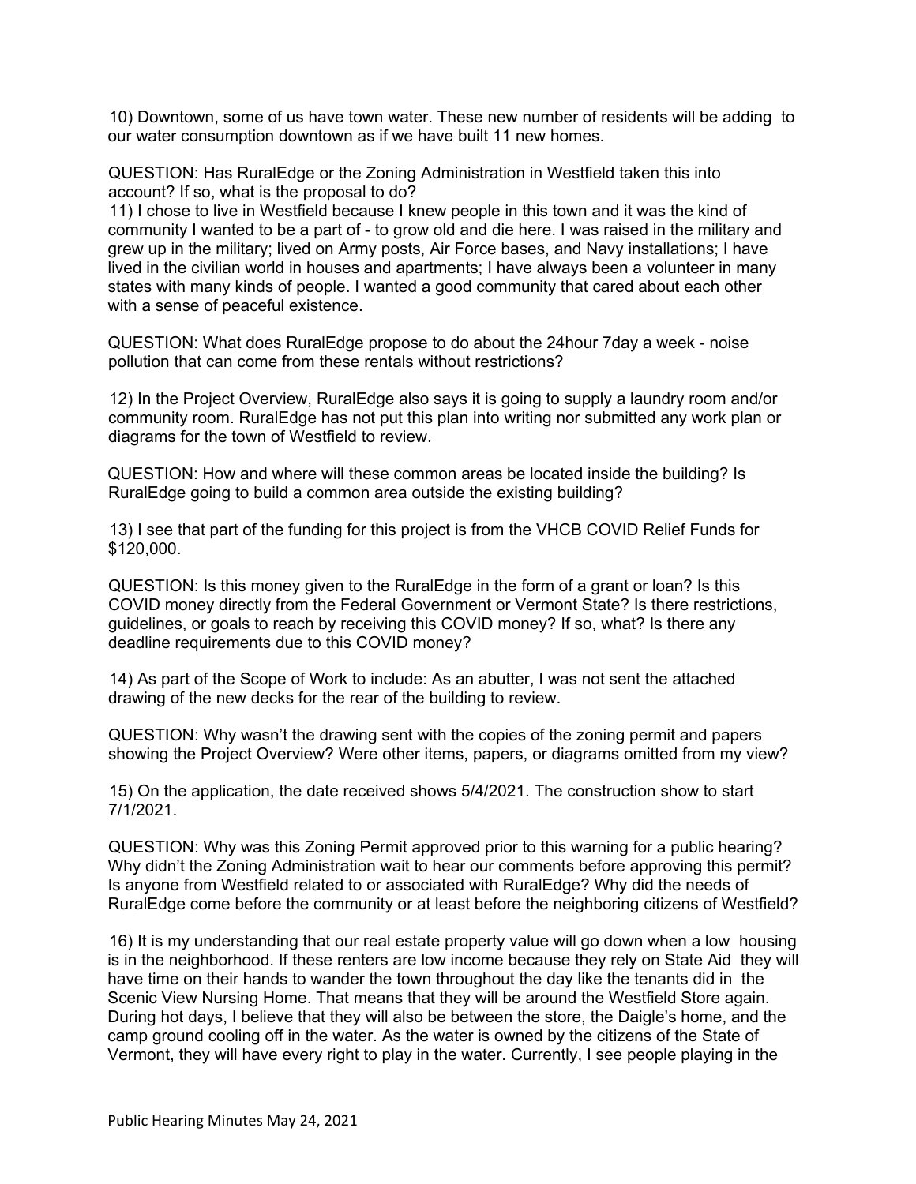10) Downtown, some of us have town water. These new number of residents will be adding to our water consumption downtown as if we have built 11 new homes.

QUESTION: Has RuralEdge or the Zoning Administration in Westfield taken this into account? If so, what is the proposal to do?

11) I chose to live in Westfield because I knew people in this town and it was the kind of community I wanted to be a part of - to grow old and die here. I was raised in the military and grew up in the military; lived on Army posts, Air Force bases, and Navy installations; I have lived in the civilian world in houses and apartments; I have always been a volunteer in many states with many kinds of people. I wanted a good community that cared about each other with a sense of peaceful existence.

QUESTION: What does RuralEdge propose to do about the 24hour 7day a week - noise pollution that can come from these rentals without restrictions?

12) In the Project Overview, RuralEdge also says it is going to supply a laundry room and/or community room. RuralEdge has not put this plan into writing nor submitted any work plan or diagrams for the town of Westfield to review.

QUESTION: How and where will these common areas be located inside the building? Is RuralEdge going to build a common area outside the existing building?

13) I see that part of the funding for this project is from the VHCB COVID Relief Funds for $120,000.

QUESTION: Is this money given to the RuralEdge in the form of a grant or loan? Is this COVID money directly from the Federal Government or Vermont State? Is there restrictions, guidelines, or goals to reach by receiving this COVID money? If so, what? Is there any deadline requirements due to this COVID money?

14) As part of the Scope of Work to include: As an abutter, I was not sent the attached drawing of the new decks for the rear of the building to review.

QUESTION: Why wasn't the drawing sent with the copies of the zoning permit and papers showing the Project Overview? Were other items, papers, or diagrams omitted from my view?

15) On the application, the date received shows 5/4/2021. The construction show to start 7/1/2021.

QUESTION: Why was this Zoning Permit approved prior to this warning for a public hearing? Why didn't the Zoning Administration wait to hear our comments before approving this permit? Is anyone from Westfield related to or associated with RuralEdge? Why did the needs of RuralEdge come before the community or at least before the neighboring citizens of Westfield?

16) It is my understanding that our real estate property value will go down when a low housing is in the neighborhood. If these renters are low income because they rely on State Aid they will have time on their hands to wander the town throughout the day like the tenants did in the Scenic View Nursing Home. That means that they will be around the Westfield Store again. During hot days, I believe that they will also be between the store, the Daigle's home, and the camp ground cooling off in the water. As the water is owned by the citizens of the State of Vermont, they will have every right to play in the water. Currently, I see people playing in the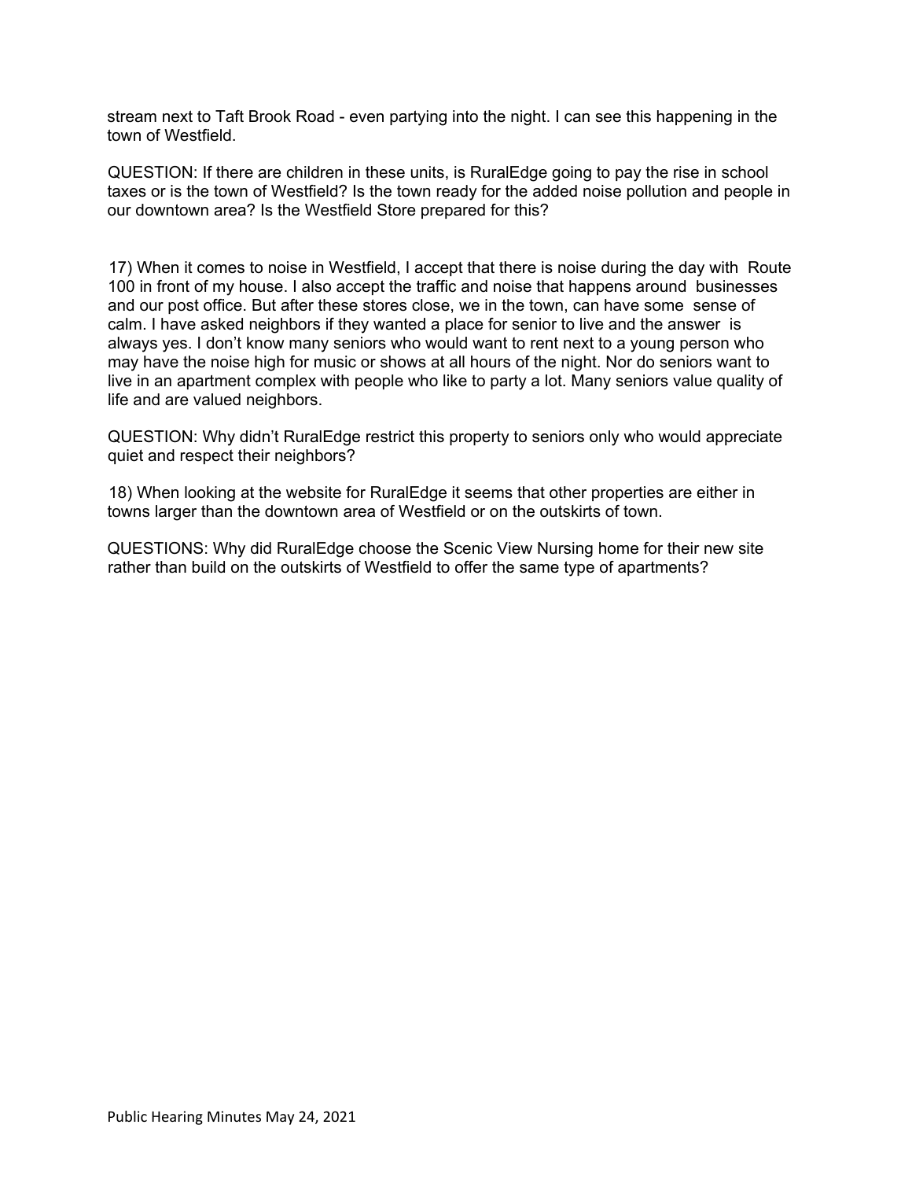stream next to Taft Brook Road - even partying into the night. I can see this happening in the town of Westfield.

QUESTION: If there are children in these units, is RuralEdge going to pay the rise in school taxes or is the town of Westfield? Is the town ready for the added noise pollution and people in our downtown area? Is the Westfield Store prepared for this?

17) When it comes to noise in Westfield, I accept that there is noise during the day with Route 100 in front of my house. I also accept the traffic and noise that happens around businesses and our post office. But after these stores close, we in the town, can have some sense of calm. I have asked neighbors if they wanted a place for senior to live and the answer is always yes. I don't know many seniors who would want to rent next to a young person who may have the noise high for music or shows at all hours of the night. Nor do seniors want to live in an apartment complex with people who like to party a lot. Many seniors value quality of life and are valued neighbors.

QUESTION: Why didn't RuralEdge restrict this property to seniors only who would appreciate quiet and respect their neighbors?

18) When looking at the website for RuralEdge it seems that other properties are either in towns larger than the downtown area of Westfield or on the outskirts of town.

QUESTIONS: Why did RuralEdge choose the Scenic View Nursing home for their new site rather than build on the outskirts of Westfield to offer the same type of apartments?